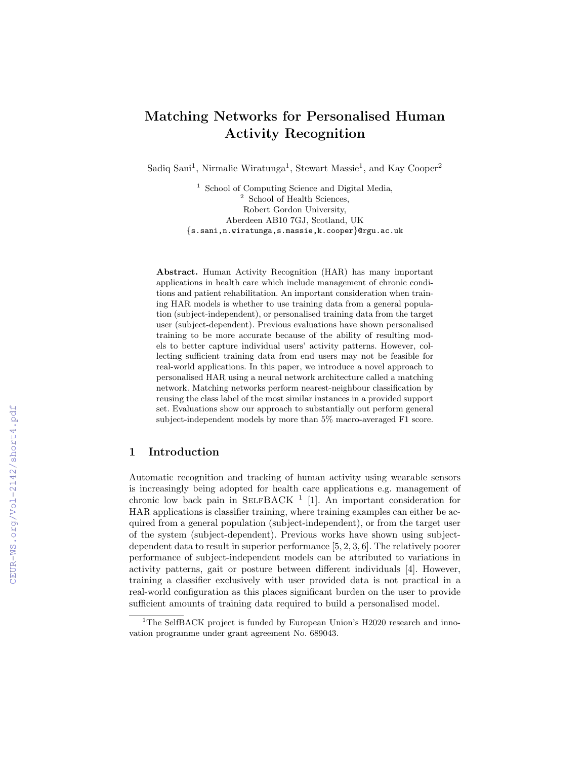# Matching Networks for Personalised Human Activity Recognition

Sadiq Sani[1], Nirmalie Wiratunga[1], Stewart Massie[1], and Kay Cooper[2]

[1] School of Computing Science and Digital Media,
[2] School of Health Sciences,
Robert Gordon University,
Aberdeen AB10 7GJ, Scotland, UK
{s.sani,n.wiratunga,s.massie,k.cooper}@rgu.ac.uk

**Abstract.** Human Activity Recognition (HAR) has many important applications in health care which include management of chronic conditions and patient rehabilitation. An important consideration when training HAR models is whether to use training data from a general population (subject-independent), or personalised training data from the target user (subject-dependent). Previous evaluations have shown personalised training to be more accurate because of the ability of resulting models to better capture individual users' activity patterns. However, collecting sufficient training data from end users may not be feasible for real-world applications. In this paper, we introduce a novel approach to personalised HAR using a neural network architecture called a matching network. Matching networks perform nearest-neighbour classification by reusing the class label of the most similar instances in a provided support set. Evaluations show our approach to substantially out perform general subject-independent models by more than 5% macro-averaged F1 score.

## 1 Introduction

Automatic recognition and tracking of human activity using wearable sensors is increasingly being adopted for health care applications e.g. management of chronic low back pain in SelfBACK [1] [1]. An important consideration for HAR applications is classifier training, where training examples can either be acquired from a general population (subject-independent), or from the target user of the system (subject-dependent). Previous works have shown using subject-dependent data to result in superior performance [5, 2, 3, 6]. The relatively poorer performance of subject-independent models can be attributed to variations in activity patterns, gait or posture between different individuals [4]. However, training a classifier exclusively with user provided data is not practical in a real-world configuration as this places significant burden on the user to provide sufficient amounts of training data required to build a personalised model.

[1]The SelfBACK project is funded by European Union's H2020 research and innovation programme under grant agreement No. 689043.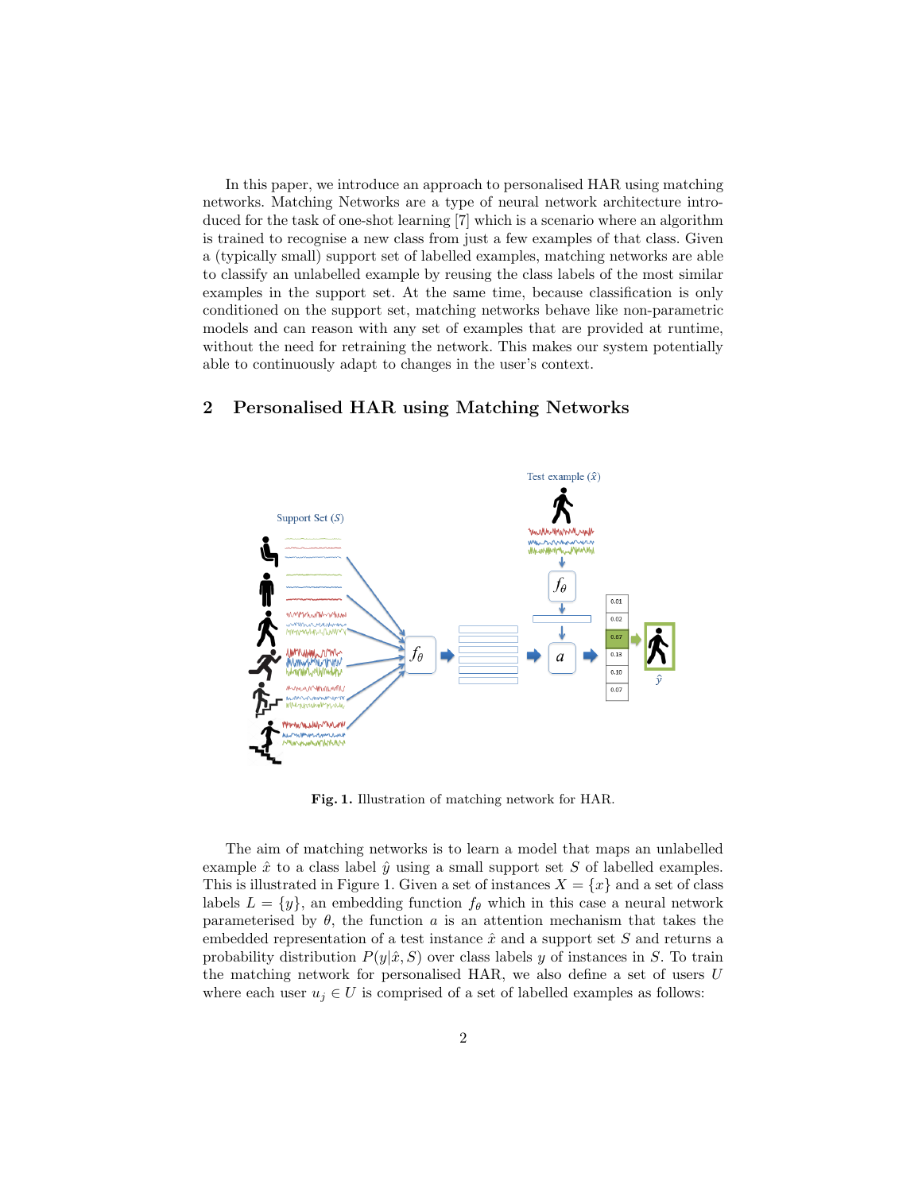In this paper, we introduce an approach to personalised HAR using matching networks. Matching Networks are a type of neural network architecture introduced for the task of one-shot learning [7] which is a scenario where an algorithm is trained to recognise a new class from just a few examples of that class. Given a (typically small) support set of labelled examples, matching networks are able to classify an unlabelled example by reusing the class labels of the most similar examples in the support set. At the same time, because classification is only conditioned on the support set, matching networks behave like non-parametric models and can reason with any set of examples that are provided at runtime, without the need for retraining the network. This makes our system potentially able to continuously adapt to changes in the user's context.

## 2 Personalised HAR using Matching Networks

**Fig. 1.** Illustration of matching network for HAR.

The aim of matching networks is to learn a model that maps an unlabelled example $\hat{x}$ to a class label $\hat{y}$ using a small support set $S$ of labelled examples. This is illustrated in Figure 1. Given a set of instances $X = \{x\}$ and a set of class labels $L = \{y\}$, an embedding function $f_\theta$ which in this case a neural network parameterised by $\theta$, the function $a$ is an attention mechanism that takes the embedded representation of a test instance $\hat{x}$ and a support set $S$ and returns a probability distribution $P(y|\hat{x}, S)$ over class labels $y$ of instances in $S$. To train the matching network for personalised HAR, we also define a set of users $U$ where each user $u_j \in U$ is comprised of a set of labelled examples as follows: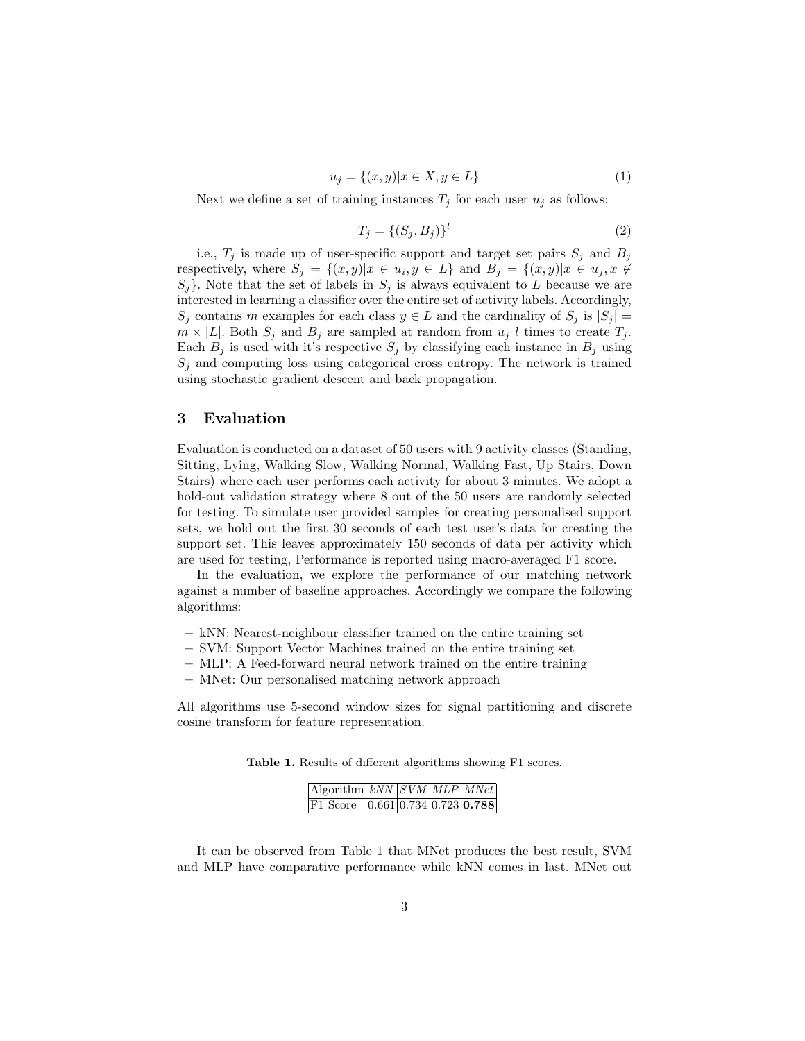$$u_j = \{(x, y)|x \in X, y \in L\} \tag{1}$$

Next we define a set of training instances $T_j$ for each user $u_j$ as follows:

$$T_j = \{(S_j, B_j)\}^l \tag{2}$$

i.e., $T_j$ is made up of user-specific support and target set pairs $S_j$ and $B_j$ respectively, where $S_j = \{(x, y)|x \in u_i, y \in L\}$ and $B_j = \{(x, y)|x \in u_j, x \notin S_j\}$. Note that the set of labels in $S_j$ is always equivalent to $L$ because we are interested in learning a classifier over the entire set of activity labels. Accordingly, $S_j$ contains $m$ examples for each class $y \in L$ and the cardinality of $S_j$ is $|S_j| = m \times |L|$. Both $S_j$ and $B_j$ are sampled at random from $u_j$ $l$ times to create $T_j$. Each $B_j$ is used with it's respective $S_j$ by classifying each instance in $B_j$ using $S_j$ and computing loss using categorical cross entropy. The network is trained using stochastic gradient descent and back propagation.

## 3 Evaluation

Evaluation is conducted on a dataset of 50 users with 9 activity classes (Standing, Sitting, Lying, Walking Slow, Walking Normal, Walking Fast, Up Stairs, Down Stairs) where each user performs each activity for about 3 minutes. We adopt a hold-out validation strategy where 8 out of the 50 users are randomly selected for testing. To simulate user provided samples for creating personalised support sets, we hold out the first 30 seconds of each test user's data for creating the support set. This leaves approximately 150 seconds of data per activity which are used for testing, Performance is reported using macro-averaged F1 score.

In the evaluation, we explore the performance of our matching network against a number of baseline approaches. Accordingly we compare the following algorithms:

- kNN: Nearest-neighbour classifier trained on the entire training set
- SVM: Support Vector Machines trained on the entire training set
- MLP: A Feed-forward neural network trained on the entire training
- MNet: Our personalised matching network approach

All algorithms use 5-second window sizes for signal partitioning and discrete cosine transform for feature representation.

**Table 1.** Results of different algorithms showing F1 scores.

| Algorithm | *kNN* | *SVM* | *MLP* | *MNet* |
|---|---|---|---|---|
| F1 Score | 0.661 | 0.734 | 0.723 | **0.788** |

It can be observed from Table 1 that MNet produces the best result, SVM and MLP have comparative performance while kNN comes in last. MNet out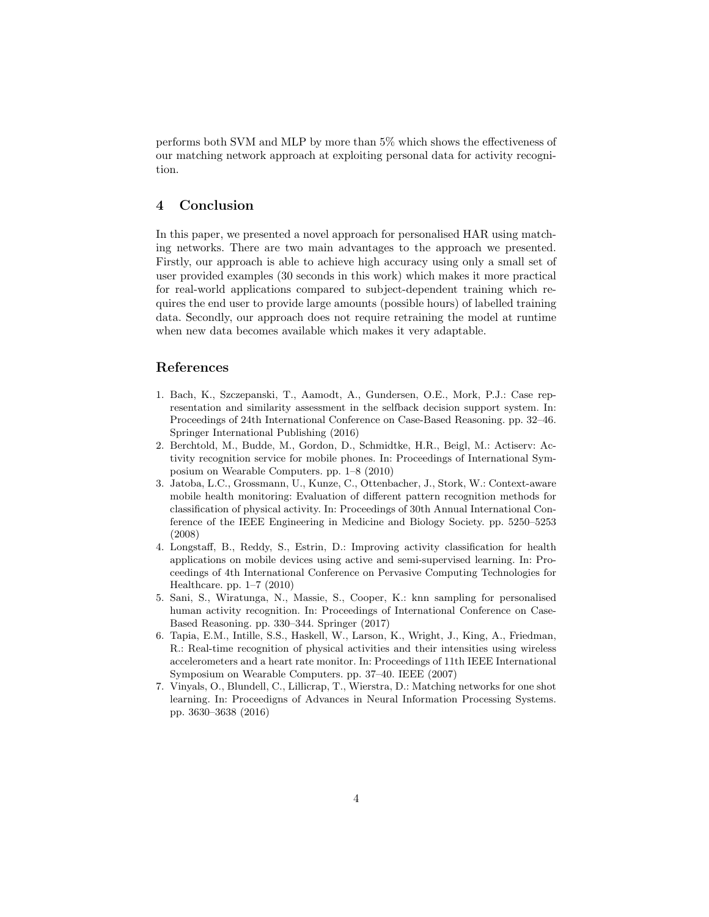performs both SVM and MLP by more than 5% which shows the effectiveness of our matching network approach at exploiting personal data for activity recognition.

## 4 Conclusion

In this paper, we presented a novel approach for personalised HAR using matching networks. There are two main advantages to the approach we presented. Firstly, our approach is able to achieve high accuracy using only a small set of user provided examples (30 seconds in this work) which makes it more practical for real-world applications compared to subject-dependent training which requires the end user to provide large amounts (possible hours) of labelled training data. Secondly, our approach does not require retraining the model at runtime when new data becomes available which makes it very adaptable.

## References

1. Bach, K., Szczepanski, T., Aamodt, A., Gundersen, O.E., Mork, P.J.: Case representation and similarity assessment in the selfback decision support system. In: Proceedings of 24th International Conference on Case-Based Reasoning. pp. 32–46. Springer International Publishing (2016)
2. Berchtold, M., Budde, M., Gordon, D., Schmidtke, H.R., Beigl, M.: Actiserv: Activity recognition service for mobile phones. In: Proceedings of International Symposium on Wearable Computers. pp. 1–8 (2010)
3. Jatoba, L.C., Grossmann, U., Kunze, C., Ottenbacher, J., Stork, W.: Context-aware mobile health monitoring: Evaluation of different pattern recognition methods for classification of physical activity. In: Proceedings of 30th Annual International Conference of the IEEE Engineering in Medicine and Biology Society. pp. 5250–5253 (2008)
4. Longstaff, B., Reddy, S., Estrin, D.: Improving activity classification for health applications on mobile devices using active and semi-supervised learning. In: Proceedings of 4th International Conference on Pervasive Computing Technologies for Healthcare. pp. 1–7 (2010)
5. Sani, S., Wiratunga, N., Massie, S., Cooper, K.: knn sampling for personalised human activity recognition. In: Proceedings of International Conference on Case-Based Reasoning. pp. 330–344. Springer (2017)
6. Tapia, E.M., Intille, S.S., Haskell, W., Larson, K., Wright, J., King, A., Friedman, R.: Real-time recognition of physical activities and their intensities using wireless accelerometers and a heart rate monitor. In: Proceedings of 11th IEEE International Symposium on Wearable Computers. pp. 37–40. IEEE (2007)
7. Vinyals, O., Blundell, C., Lillicrap, T., Wierstra, D.: Matching networks for one shot learning. In: Proceedigns of Advances in Neural Information Processing Systems. pp. 3630–3638 (2016)